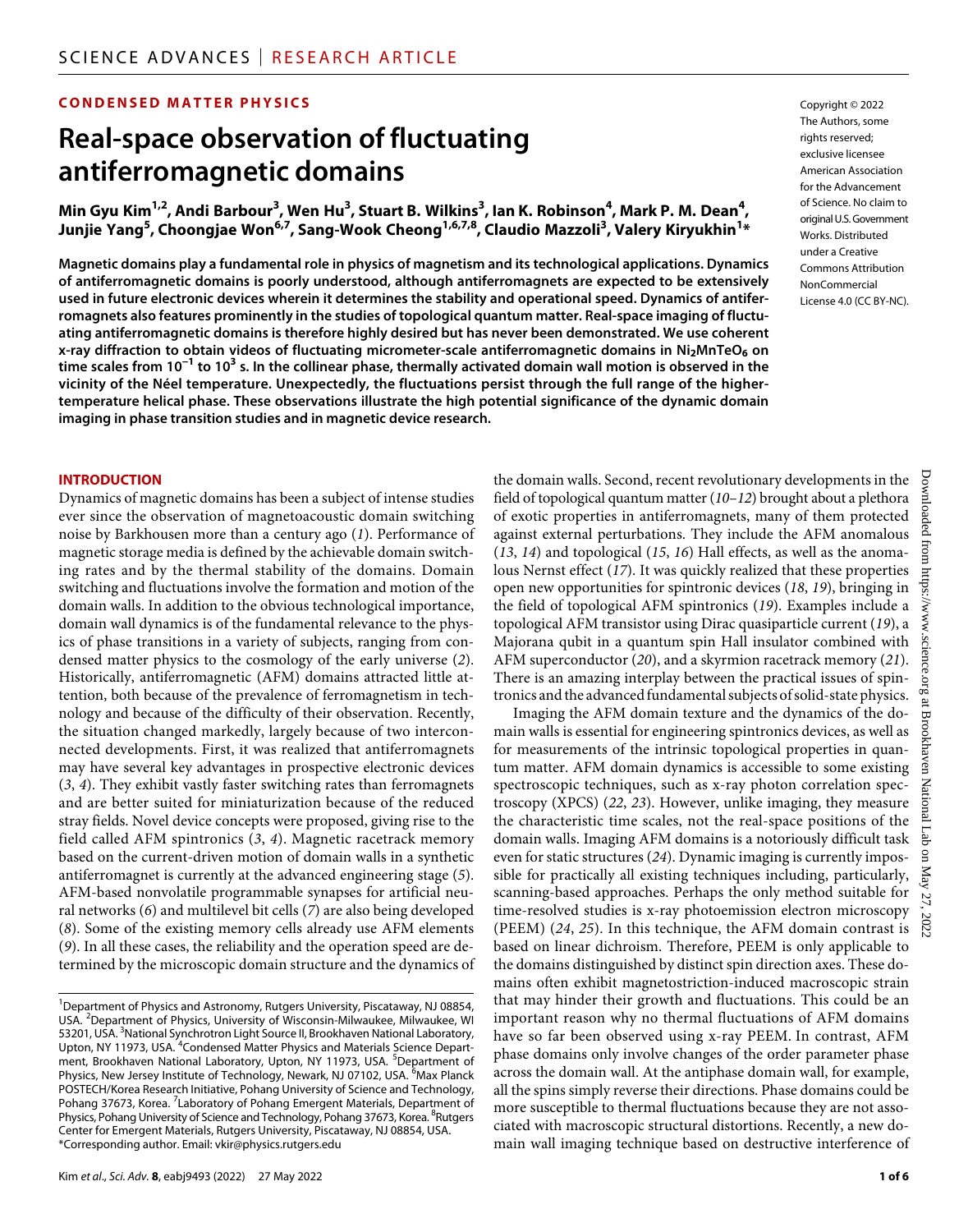CONDENSED MATTER PHYSICS

# Real-space observation of fluctuating antiferromagnetic domains

**Min Gyu Kim[1,2], Andi Barbour[3], Wen Hu[3], Stuart B. Wilkins[3], Ian K. Robinson[4], Mark P. M. Dean[4], Junjie Yang[5], Choongjae Won[6,7], Sang-Wook Cheong[1,6,7,8], Claudio Mazzoli[3], Valery Kiryukhin[1]***

Copyright © 2022 The Authors, some rights reserved; exclusive licensee American Association for the Advancement of Science. No claim to original U.S. Government Works. Distributed under a Creative Commons Attribution NonCommercial License 4.0 (CC BY-NC).

**Magnetic domains play a fundamental role in physics of magnetism and its technological applications. Dynamics of antiferromagnetic domains is poorly understood, although antiferromagnets are expected to be extensively used in future electronic devices wherein it determines the stability and operational speed. Dynamics of antiferromagnets also features prominently in the studies of topological quantum matter. Real-space imaging of fluctuating antiferromagnetic domains is therefore highly desired but has never been demonstrated. We use coherent x-ray diffraction to obtain videos of fluctuating micrometer-scale antiferromagnetic domains in $Ni_2MnTeO_6$ on time scales from $10^{-1}$ to $10^3$ s. In the collinear phase, thermally activated domain wall motion is observed in the vicinity of the Néel temperature. Unexpectedly, the fluctuations persist through the full range of the higher-temperature helical phase. These observations illustrate the high potential significance of the dynamic domain imaging in phase transition studies and in magnetic device research.**

## INTRODUCTION

Dynamics of magnetic domains has been a subject of intense studies ever since the observation of magnetoacoustic domain switching noise by Barkhousen more than a century ago (*1*). Performance of magnetic storage media is defined by the achievable domain switching rates and by the thermal stability of the domains. Domain switching and fluctuations involve the formation and motion of the domain walls. In addition to the obvious technological importance, domain wall dynamics is of the fundamental relevance to the physics of phase transitions in a variety of subjects, ranging from condensed matter physics to the cosmology of the early universe (*2*). Historically, antiferromagnetic (AFM) domains attracted little attention, both because of the prevalence of ferromagnetism in technology and because of the difficulty of their observation. Recently, the situation changed markedly, largely because of two interconnected developments. First, it was realized that antiferromagnets may have several key advantages in prospective electronic devices (*3*, *4*). They exhibit vastly faster switching rates than ferromagnets and are better suited for miniaturization because of the reduced stray fields. Novel device concepts were proposed, giving rise to the field called AFM spintronics (*3*, *4*). Magnetic racetrack memory based on the current-driven motion of domain walls in a synthetic antiferromagnet is currently at the advanced engineering stage (*5*). AFM-based nonvolatile programmable synapses for artificial neural networks (*6*) and multilevel bit cells (*7*) are also being developed (*8*). Some of the existing memory cells already use AFM elements (*9*). In all these cases, the reliability and the operation speed are determined by the microscopic domain structure and the dynamics of the domain walls. Second, recent revolutionary developments in the field of topological quantum matter (*10*–*12*) brought about a plethora of exotic properties in antiferromagnets, many of them protected against external perturbations. They include the AFM anomalous (*13*, *14*) and topological (*15*, *16*) Hall effects, as well as the anomalous Nernst effect (*17*). It was quickly realized that these properties open new opportunities for spintronic devices (*18*, *19*), bringing in the field of topological AFM spintronics (*19*). Examples include a topological AFM transistor using Dirac quasiparticle current (*19*), a Majorana qubit in a quantum spin Hall insulator combined with AFM superconductor (*20*), and a skyrmion racetrack memory (*21*). There is an amazing interplay between the practical issues of spintronics and the advanced fundamental subjects of solid-state physics.

Imaging the AFM domain texture and the dynamics of the domain walls is essential for engineering spintronics devices, as well as for measurements of the intrinsic topological properties in quantum matter. AFM domain dynamics is accessible to some existing spectroscopic techniques, such as x-ray photon correlation spectroscopy (XPCS) (*22*, *23*). However, unlike imaging, they measure the characteristic time scales, not the real-space positions of the domain walls. Imaging AFM domains is a notoriously difficult task even for static structures (*24*). Dynamic imaging is currently impossible for practically all existing techniques including, particularly, scanning-based approaches. Perhaps the only method suitable for time-resolved studies is x-ray photoemission electron microscopy (PEEM) (*24*, *25*). In this technique, the AFM domain contrast is based on linear dichroism. Therefore, PEEM is only applicable to the domains distinguished by distinct spin direction axes. These domains often exhibit magnetostriction-induced macroscopic strain that may hinder their growth and fluctuations. This could be an important reason why no thermal fluctuations of AFM domains have so far been observed using x-ray PEEM. In contrast, AFM phase domains only involve changes of the order parameter phase across the domain wall. At the antiphase domain wall, for example, all the spins simply reverse their directions. Phase domains could be more susceptible to thermal fluctuations because they are not associated with macroscopic structural distortions. Recently, a new domain wall imaging technique based on destructive interference of

[1]Department of Physics and Astronomy, Rutgers University, Piscataway, NJ 08854, USA. [2]Department of Physics, University of Wisconsin-Milwaukee, Milwaukee, WI 53201, USA. [3]National Synchrotron Light Source II, Brookhaven National Laboratory, Upton, NY 11973, USA. [4]Condensed Matter Physics and Materials Science Department, Brookhaven National Laboratory, Upton, NY 11973, USA. [5]Department of Physics, New Jersey Institute of Technology, Newark, NJ 07102, USA. [6]Max Planck POSTECH/Korea Research Initiative, Pohang University of Science and Technology, Pohang 37673, Korea. [7]Laboratory of Pohang Emergent Materials, Department of Physics, Pohang University of Science and Technology, Pohang 37673, Korea. [8]Rutgers Center for Emergent Materials, Rutgers University, Piscataway, NJ 08854, USA.
*Corresponding author. Email: vkir@physics.rutgers.edu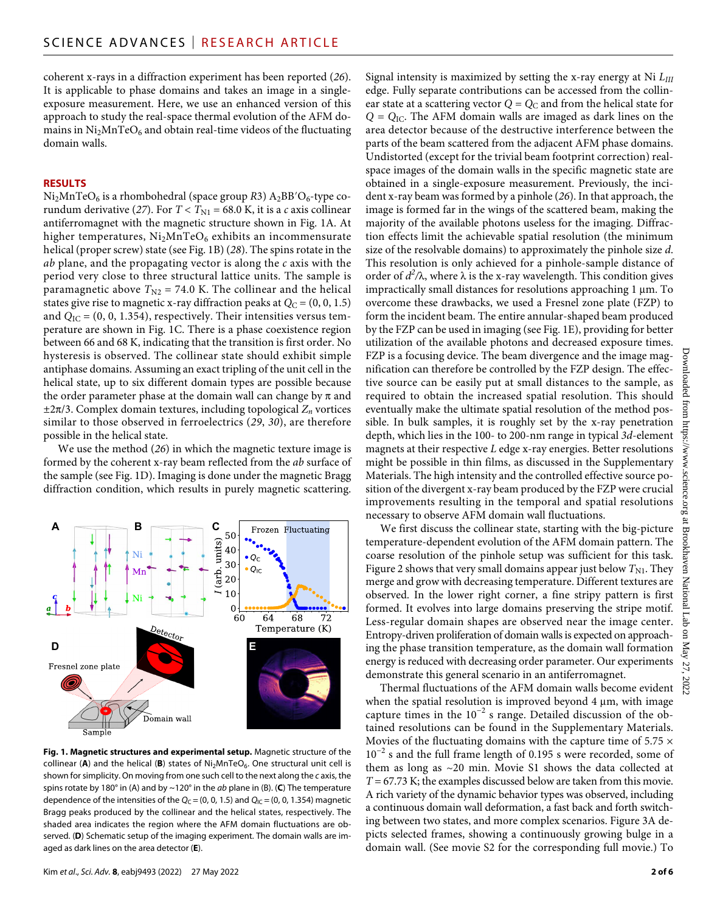coherent x-rays in a diffraction experiment has been reported (26). It is applicable to phase domains and takes an image in a single-exposure measurement. Here, we use an enhanced version of this approach to study the real-space thermal evolution of the AFM domains in $Ni_2MnTeO_6$ and obtain real-time videos of the fluctuating domain walls.

## RESULTS

$Ni_2MnTeO_6$ is a rhombohedral (space group *R*3) $A_2BB'O_6$-type corundum derivative (27). For $T < T_{N1} = 68.0$ K, it is a *c* axis collinear antiferromagnet with the magnetic structure shown in Fig. 1A. At higher temperatures, $Ni_2MnTeO_6$ exhibits an incommensurate helical (proper screw) state (see Fig. 1B) (28). The spins rotate in the *ab* plane, and the propagating vector is along the *c* axis with the period very close to three structural lattice units. The sample is paramagnetic above $T_{N2} = 74.0$ K. The collinear and the helical states give rise to magnetic x-ray diffraction peaks at $Q_C = (0, 0, 1.5)$ and $Q_{IC} = (0, 0, 1.354)$, respectively. Their intensities versus temperature are shown in Fig. 1C. There is a phase coexistence region between 66 and 68 K, indicating that the transition is first order. No hysteresis is observed. The collinear state should exhibit simple antiphase domains. Assuming an exact tripling of the unit cell in the helical state, up to six different domain types are possible because the order parameter phase at the domain wall can change by π and ±2π/3. Complex domain textures, including topological $Z_n$ vortices similar to those observed in ferroelectrics (29, 30), are therefore possible in the helical state.

We use the method (26) in which the magnetic texture image is formed by the coherent x-ray beam reflected from the *ab* surface of the sample (see Fig. 1D). Imaging is done under the magnetic Bragg diffraction condition, which results in purely magnetic scattering.

**Fig. 1. Magnetic structures and experimental setup.** Magnetic structure of the collinear (**A**) and the helical (**B**) states of $Ni_2MnTeO_6$. One structural unit cell is shown for simplicity. On moving from one such cell to the next along the *c* axis, the spins rotate by 180° in (A) and by ~120° in the *ab* plane in (B). (**C**) The temperature dependence of the intensities of the $Q_C = (0, 0, 1.5)$ and $Q_{IC} = (0, 0, 1.354)$ magnetic Bragg peaks produced by the collinear and the helical states, respectively. The shaded area indicates the region where the AFM domain fluctuations are observed. (**D**) Schematic setup of the imaging experiment. The domain walls are imaged as dark lines on the area detector (**E**).

Signal intensity is maximized by setting the x-ray energy at Ni $L_{III}$ edge. Fully separate contributions can be accessed from the collinear state at a scattering vector $Q = Q_C$ and from the helical state for $Q = Q_{IC}$. The AFM domain walls are imaged as dark lines on the area detector because of the destructive interference between the parts of the beam scattered from the adjacent AFM phase domains. Undistorted (except for the trivial beam footprint correction) real-space images of the domain walls in the specific magnetic state are obtained in a single-exposure measurement. Previously, the incident x-ray beam was formed by a pinhole (26). In that approach, the image is formed far in the wings of the scattered beam, making the majority of the available photons useless for the imaging. Diffraction effects limit the achievable spatial resolution (the minimum size of the resolvable domains) to approximately the pinhole size *d*. This resolution is only achieved for a pinhole-sample distance of order of $d^2/\lambda$, where λ is the x-ray wavelength. This condition gives impractically small distances for resolutions approaching 1 μm. To overcome these drawbacks, we used a Fresnel zone plate (FZP) to form the incident beam. The entire annular-shaped beam produced by the FZP can be used in imaging (see Fig. 1E), providing for better utilization of the available photons and decreased exposure times. FZP is a focusing device. The beam divergence and the image magnification can therefore be controlled by the FZP design. The effective source can be easily put at small distances to the sample, as required to obtain the increased spatial resolution. This should eventually make the ultimate spatial resolution of the method possible. In bulk samples, it is roughly set by the x-ray penetration depth, which lies in the 100- to 200-nm range in typical *3d*-element magnets at their respective *L* edge x-ray energies. Better resolutions might be possible in thin films, as discussed in the Supplementary Materials. The high intensity and the controlled effective source position of the divergent x-ray beam produced by the FZP were crucial improvements resulting in the temporal and spatial resolutions necessary to observe AFM domain wall fluctuations.

We first discuss the collinear state, starting with the big-picture temperature-dependent evolution of the AFM domain pattern. The coarse resolution of the pinhole setup was sufficient for this task. Figure 2 shows that very small domains appear just below $T_{N1}$. They merge and grow with decreasing temperature. Different textures are observed. In the lower right corner, a fine stripy pattern is first formed. It evolves into large domains preserving the stripe motif. Less-regular domain shapes are observed near the image center. Entropy-driven proliferation of domain walls is expected on approaching the phase transition temperature, as the domain wall formation energy is reduced with decreasing order parameter. Our experiments demonstrate this general scenario in an antiferromagnet.

Thermal fluctuations of the AFM domain walls become evident when the spatial resolution is improved beyond 4 μm, with image capture times in the $10^{-2}$ s range. Detailed discussion of the obtained resolutions can be found in the Supplementary Materials. Movies of the fluctuating domains with the capture time of $5.75 \times 10^{-2}$ s and the full frame length of 0.195 s were recorded, some of them as long as ~20 min. Movie S1 shows the data collected at $T = 67.73$ K; the examples discussed below are taken from this movie. A rich variety of the dynamic behavior types was observed, including a continuous domain wall deformation, a fast back and forth switching between two states, and more complex scenarios. Figure 3A depicts selected frames, showing a continuously growing bulge in a domain wall. (See movie S2 for the corresponding full movie.) To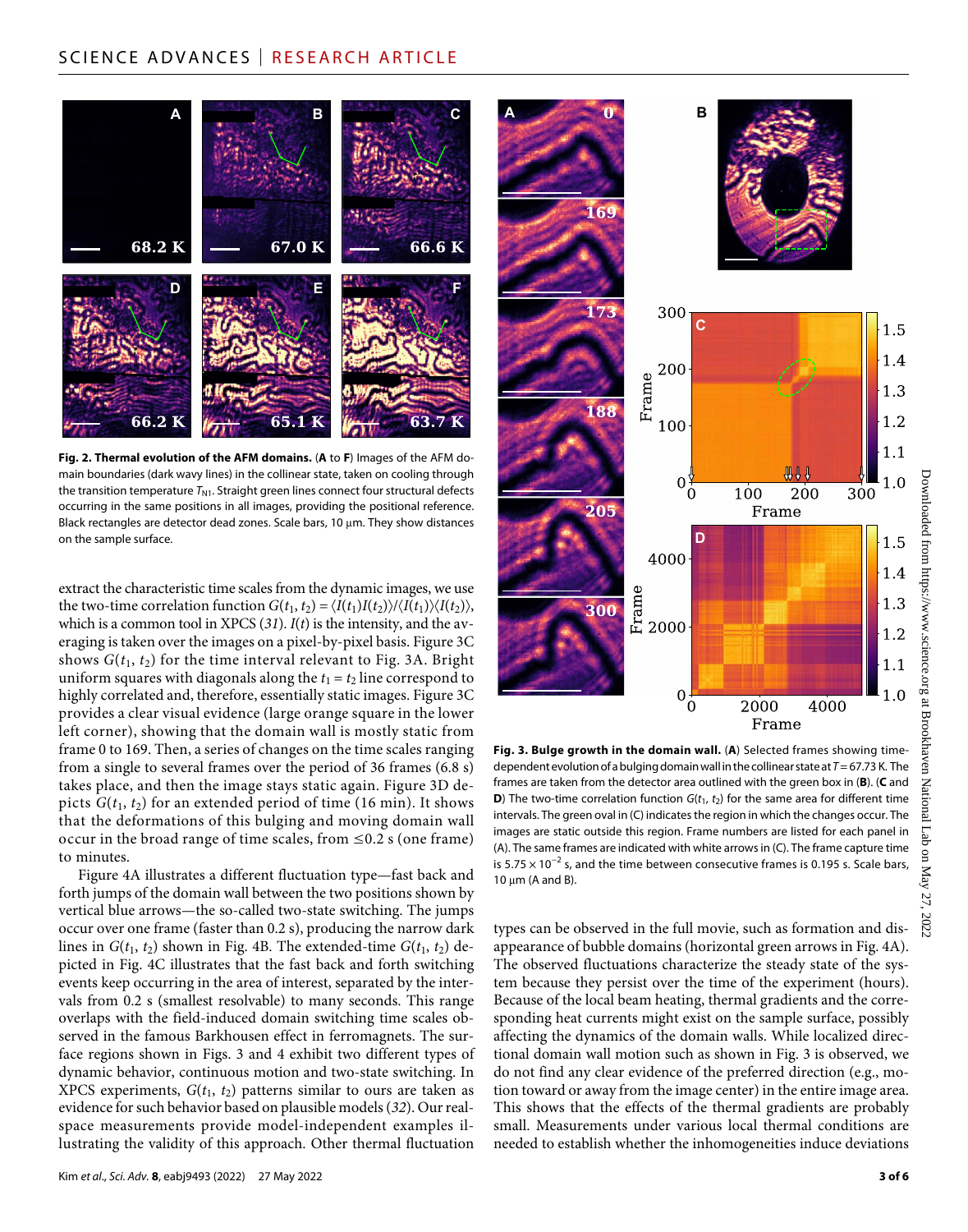**Fig. 2. Thermal evolution of the AFM domains.** (**A** to **F**) Images of the AFM domain boundaries (dark wavy lines) in the collinear state, taken on cooling through the transition temperature $T_{N1}$. Straight green lines connect four structural defects occurring in the same positions in all images, providing the positional reference. Black rectangles are detector dead zones. Scale bars, 10 μm. They show distances on the sample surface.

**Fig. 3. Bulge growth in the domain wall.** (**A**) Selected frames showing time-dependent evolution of a bulging domain wall in the collinear state at $T = 67.73$ K. The frames are taken from the detector area outlined with the green box in (**B**). (**C** and **D**) The two-time correlation function $G(t_1, t_2)$ for the same area for different time intervals. The green oval in (C) indicates the region in which the changes occur. The images are static outside this region. Frame numbers are listed for each panel in (A). The same frames are indicated with white arrows in (C). The frame capture time is $5.75 \times 10^{-2}$ s, and the time between consecutive frames is 0.195 s. Scale bars, 10 μm (A and B).

extract the characteristic time scales from the dynamic images, we use the two-time correlation function $G(t_1, t_2) = \langle I(t_1)I(t_2)\rangle/\langle I(t_1)\rangle\langle I(t_2)\rangle$, which is a common tool in XPCS (*31*). $I(t)$ is the intensity, and the averaging is taken over the images on a pixel-by-pixel basis. Figure 3C shows $G(t_1, t_2)$ for the time interval relevant to Fig. 3A. Bright uniform squares with diagonals along the $t_1 = t_2$ line correspond to highly correlated and, therefore, essentially static images. Figure 3C provides a clear visual evidence (large orange square in the lower left corner), showing that the domain wall is mostly static from frame 0 to 169. Then, a series of changes on the time scales ranging from a single to several frames over the period of 36 frames (6.8 s) takes place, and then the image stays static again. Figure 3D depicts $G(t_1, t_2)$ for an extended period of time (16 min). It shows that the deformations of this bulging and moving domain wall occur in the broad range of time scales, from ≤0.2 s (one frame) to minutes.

Figure 4A illustrates a different fluctuation type—fast back and forth jumps of the domain wall between the two positions shown by vertical blue arrows—the so-called two-state switching. The jumps occur over one frame (faster than 0.2 s), producing the narrow dark lines in $G(t_1, t_2)$ shown in Fig. 4B. The extended-time $G(t_1, t_2)$ depicted in Fig. 4C illustrates that the fast back and forth switching events keep occurring in the area of interest, separated by the intervals from 0.2 s (smallest resolvable) to many seconds. This range overlaps with the field-induced domain switching time scales observed in the famous Barkhousen effect in ferromagnets. The surface regions shown in Figs. 3 and 4 exhibit two different types of dynamic behavior, continuous motion and two-state switching. In XPCS experiments, $G(t_1, t_2)$ patterns similar to ours are taken as evidence for such behavior based on plausible models (*32*). Our real-space measurements provide model-independent examples illustrating the validity of this approach. Other thermal fluctuation types can be observed in the full movie, such as formation and disappearance of bubble domains (horizontal green arrows in Fig. 4A). The observed fluctuations characterize the steady state of the system because they persist over the time of the experiment (hours). Because of the local beam heating, thermal gradients and the corresponding heat currents might exist on the sample surface, possibly affecting the dynamics of the domain walls. While localized directional domain wall motion such as shown in Fig. 3 is observed, we do not find any clear evidence of the preferred direction (e.g., motion toward or away from the image center) in the entire image area. This shows that the effects of the thermal gradients are probably small. Measurements under various local thermal conditions are needed to establish whether the inhomogeneities induce deviations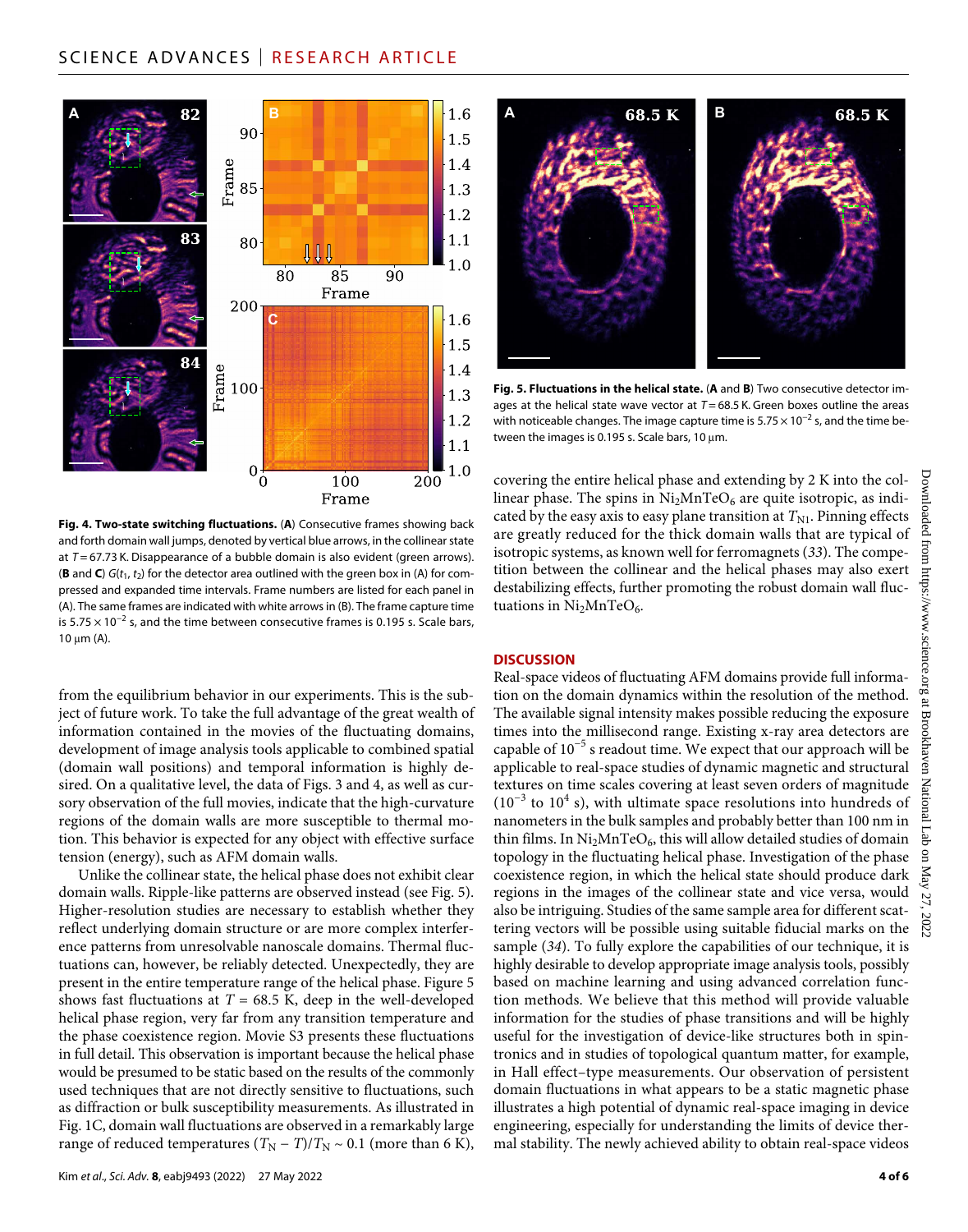**Fig. 4. Two-state switching fluctuations.** (**A**) Consecutive frames showing back and forth domain wall jumps, denoted by vertical blue arrows, in the collinear state at $T = 67.73$ K. Disappearance of a bubble domain is also evident (green arrows). (**B** and **C**) $G(t_1, t_2)$ for the detector area outlined with the green box in (A) for compressed and expanded time intervals. Frame numbers are listed for each panel in (A). The same frames are indicated with white arrows in (B). The frame capture time is $5.75 \times 10^{-2}$ s, and the time between consecutive frames is 0.195 s. Scale bars, 10 μm (A).

from the equilibrium behavior in our experiments. This is the subject of future work. To take the full advantage of the great wealth of information contained in the movies of the fluctuating domains, development of image analysis tools applicable to combined spatial (domain wall positions) and temporal information is highly desired. On a qualitative level, the data of Figs. 3 and 4, as well as cursory observation of the full movies, indicate that the high-curvature regions of the domain walls are more susceptible to thermal motion. This behavior is expected for any object with effective surface tension (energy), such as AFM domain walls.

Unlike the collinear state, the helical phase does not exhibit clear domain walls. Ripple-like patterns are observed instead (see Fig. 5). Higher-resolution studies are necessary to establish whether they reflect underlying domain structure or are more complex interference patterns from unresolvable nanoscale domains. Thermal fluctuations can, however, be reliably detected. Unexpectedly, they are present in the entire temperature range of the helical phase. Figure 5 shows fast fluctuations at $T$ = 68.5 K, deep in the well-developed helical phase region, very far from any transition temperature and the phase coexistence region. Movie S3 presents these fluctuations in full detail. This observation is important because the helical phase would be presumed to be static based on the results of the commonly used techniques that are not directly sensitive to fluctuations, such as diffraction or bulk susceptibility measurements. As illustrated in Fig. 1C, domain wall fluctuations are observed in a remarkably large range of reduced temperatures $(T_N - T)/T_N \sim 0.1$ (more than 6 K), covering the entire helical phase and extending by 2 K into the collinear phase. The spins in $Ni_2MnTeO_6$ are quite isotropic, as indicated by the easy axis to easy plane transition at $T_{N1}$. Pinning effects are greatly reduced for the thick domain walls that are typical of isotropic systems, as known well for ferromagnets (*33*). The competition between the collinear and the helical phases may also exert destabilizing effects, further promoting the robust domain wall fluctuations in $Ni_2MnTeO_6$.

**Fig. 5. Fluctuations in the helical state.** (**A** and **B**) Two consecutive detector images at the helical state wave vector at $T = 68.5$ K. Green boxes outline the areas with noticeable changes. The image capture time is $5.75 \times 10^{-2}$ s, and the time between the images is 0.195 s. Scale bars, 10 μm.

## DISCUSSION

Real-space videos of fluctuating AFM domains provide full information on the domain dynamics within the resolution of the method. The available signal intensity makes possible reducing the exposure times into the millisecond range. Existing x-ray area detectors are capable of $10^{-5}$ s readout time. We expect that our approach will be applicable to real-space studies of dynamic magnetic and structural textures on time scales covering at least seven orders of magnitude ($10^{-3}$ to $10^{4}$ s), with ultimate space resolutions into hundreds of nanometers in the bulk samples and probably better than 100 nm in thin films. In $Ni_2MnTeO_6$, this will allow detailed studies of domain topology in the fluctuating helical phase. Investigation of the phase coexistence region, in which the helical state should produce dark regions in the images of the collinear state and vice versa, would also be intriguing. Studies of the same sample area for different scattering vectors will be possible using suitable fiducial marks on the sample (*34*). To fully explore the capabilities of our technique, it is highly desirable to develop appropriate image analysis tools, possibly based on machine learning and using advanced correlation function methods. We believe that this method will provide valuable information for the studies of phase transitions and will be highly useful for the investigation of device-like structures both in spintronics and in studies of topological quantum matter, for example, in Hall effect–type measurements. Our observation of persistent domain fluctuations in what appears to be a static magnetic phase illustrates a high potential of dynamic real-space imaging in device engineering, especially for understanding the limits of device thermal stability. The newly achieved ability to obtain real-space videos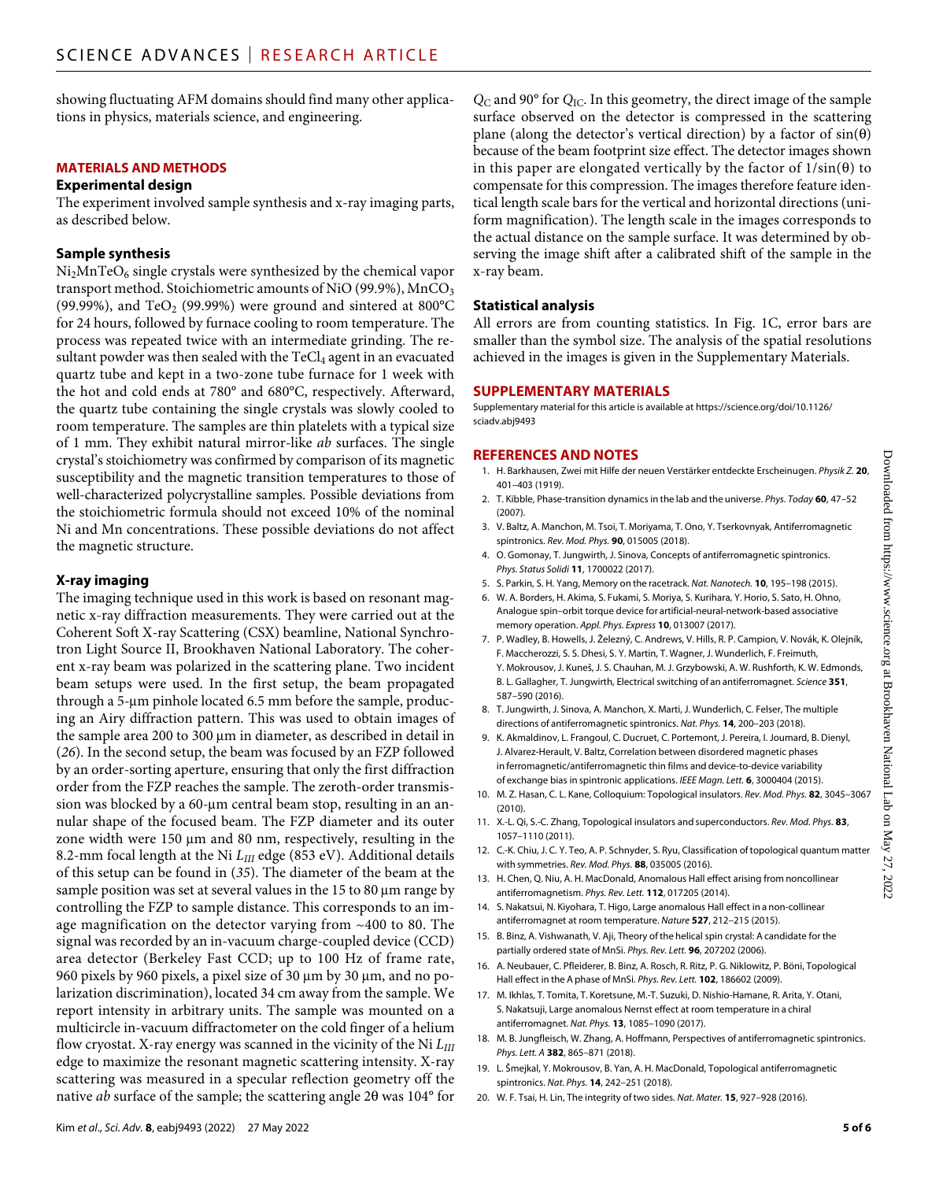showing fluctuating AFM domains should find many other applications in physics, materials science, and engineering.

## MATERIALS AND METHODS

### Experimental design

The experiment involved sample synthesis and x-ray imaging parts, as described below.

### Sample synthesis

$Ni_2MnTeO_6$ single crystals were synthesized by the chemical vapor transport method. Stoichiometric amounts of NiO (99.9%), $MnCO_3$ (99.99%), and $TeO_2$ (99.99%) were ground and sintered at 800°C for 24 hours, followed by furnace cooling to room temperature. The process was repeated twice with an intermediate grinding. The resultant powder was then sealed with the $TeCl_4$ agent in an evacuated quartz tube and kept in a two-zone tube furnace for 1 week with the hot and cold ends at 780° and 680°C, respectively. Afterward, the quartz tube containing the single crystals was slowly cooled to room temperature. The samples are thin platelets with a typical size of 1 mm. They exhibit natural mirror-like *ab* surfaces. The single crystal's stoichiometry was confirmed by comparison of its magnetic susceptibility and the magnetic transition temperatures to those of well-characterized polycrystalline samples. Possible deviations from the stoichiometric formula should not exceed 10% of the nominal Ni and Mn concentrations. These possible deviations do not affect the magnetic structure.

### X-ray imaging

The imaging technique used in this work is based on resonant magnetic x-ray diffraction measurements. They were carried out at the Coherent Soft X-ray Scattering (CSX) beamline, National Synchrotron Light Source II, Brookhaven National Laboratory. The coherent x-ray beam was polarized in the scattering plane. Two incident beam setups were used. In the first setup, the beam propagated through a 5-μm pinhole located 6.5 mm before the sample, producing an Airy diffraction pattern. This was used to obtain images of the sample area 200 to 300 μm in diameter, as described in detail in (*26*). In the second setup, the beam was focused by an FZP followed by an order-sorting aperture, ensuring that only the first diffraction order from the FZP reaches the sample. The zeroth-order transmission was blocked by a 60-μm central beam stop, resulting in an annular shape of the focused beam. The FZP diameter and its outer zone width were 150 μm and 80 nm, respectively, resulting in the 8.2-mm focal length at the Ni $L_{III}$ edge (853 eV). Additional details of this setup can be found in (*35*). The diameter of the beam at the sample position was set at several values in the 15 to 80 μm range by controlling the FZP to sample distance. This corresponds to an image magnification on the detector varying from ~400 to 80. The signal was recorded by an in-vacuum charge-coupled device (CCD) area detector (Berkeley Fast CCD; up to 100 Hz of frame rate, 960 pixels by 960 pixels, a pixel size of 30 μm by 30 μm, and no polarization discrimination), located 34 cm away from the sample. We report intensity in arbitrary units. The sample was mounted on a multicircle in-vacuum diffractometer on the cold finger of a helium flow cryostat. X-ray energy was scanned in the vicinity of the Ni $L_{III}$ edge to maximize the resonant magnetic scattering intensity. X-ray scattering was measured in a specular reflection geometry off the native *ab* surface of the sample; the scattering angle 2θ was 104° for $Q_C$ and 90° for $Q_{IC}$. In this geometry, the direct image of the sample surface observed on the detector is compressed in the scattering plane (along the detector's vertical direction) by a factor of sin(θ) because of the beam footprint size effect. The detector images shown in this paper are elongated vertically by the factor of 1/sin(θ) to compensate for this compression. The images therefore feature identical length scale bars for the vertical and horizontal directions (uniform magnification). The length scale in the images corresponds to the actual distance on the sample surface. It was determined by observing the image shift after a calibrated shift of the sample in the x-ray beam.

### Statistical analysis

All errors are from counting statistics. In Fig. 1C, error bars are smaller than the symbol size. The analysis of the spatial resolutions achieved in the images is given in the Supplementary Materials.

## SUPPLEMENTARY MATERIALS

Supplementary material for this article is available at https://science.org/doi/10.1126/sciadv.abj9493

## REFERENCES AND NOTES

1. H. Barkhausen, Zwei mit Hilfe der neuen Verstärker entdeckte Erscheinungen. *Physik Z.* **20**, 401–403 (1919).
2. T. Kibble, Phase-transition dynamics in the lab and the universe. *Phys. Today* **60**, 47–52 (2007).
3. V. Baltz, A. Manchon, M. Tsoi, T. Moriyama, T. Ono, Y. Tserkovnyak, Antiferromagnetic spintronics. *Rev. Mod. Phys.* **90**, 015005 (2018).
4. O. Gomonay, T. Jungwirth, J. Sinova, Concepts of antiferromagnetic spintronics. *Phys. Status Solidi* **11**, 1700022 (2017).
5. S. Parkin, S. H. Yang, Memory on the racetrack. *Nat. Nanotech.* **10**, 195–198 (2015).
6. W. A. Borders, H. Akima, S. Fukami, S. Moriya, S. Kurihara, Y. Horio, S. Sato, H. Ohno, Analogue spin–orbit torque device for artificial-neural-network-based associative memory operation. *Appl. Phys. Express* **10**, 013007 (2017).
7. P. Wadley, B. Howells, J. Železný, C. Andrews, V. Hills, R. P. Campion, V. Novák, K. Olejník, F. Maccherozzi, S. S. Dhesi, S. Y. Martin, T. Wagner, J. Wunderlich, F. Freimuth, Y. Mokrousov, J. Kuneš, J. S. Chauhan, M. J. Grzybowski, A. W. Rushforth, K. W. Edmonds, B. L. Gallagher, T. Jungwirth, Electrical switching of an antiferromagnet. *Science* **351**, 587–590 (2016).
8. T. Jungwirth, J. Sinova, A. Manchon, X. Marti, J. Wunderlich, C. Felser, The multiple directions of antiferromagnetic spintronics. *Nat. Phys.* **14**, 200–203 (2018).
9. K. Akmaldinov, L. Frangoul, C. Ducruet, C. Portemont, J. Pereira, I. Joumard, B. Dienyl, J. Alvarez-Herault, V. Baltz, Correlation between disordered magnetic phases in ferromagnetic/antiferromagnetic thin films and device-to-device variability of exchange bias in spintronic applications. *IEEE Magn. Lett.* **6**, 3000404 (2015).
10. M. Z. Hasan, C. L. Kane, Colloquium: Topological insulators. *Rev. Mod. Phys.* **82**, 3045–3067 (2010).
11. X.-L. Qi, S.-C. Zhang, Topological insulators and superconductors. *Rev. Mod. Phys.* **83**, 1057–1110 (2011).
12. C.-K. Chiu, J. C. Y. Teo, A. P. Schnyder, S. Ryu, Classification of topological quantum matter with symmetries. *Rev. Mod. Phys.* **88**, 035005 (2016).
13. H. Chen, Q. Niu, A. H. MacDonald, Anomalous Hall effect arising from noncollinear antiferromagnetism. *Phys. Rev. Lett.* **112**, 017205 (2014).
14. S. Nakatsui, N. Kiyohara, T. Higo, Large anomalous Hall effect in a non-collinear antiferromagnet at room temperature. *Nature* **527**, 212–215 (2015).
15. B. Binz, A. Vishwanath, V. Aji, Theory of the helical spin crystal: A candidate for the partially ordered state of MnSi. *Phys. Rev. Lett.* **96**, 207202 (2006).
16. A. Neubauer, C. Pfleiderer, B. Binz, A. Rosch, R. Ritz, P. G. Niklowitz, P. Böni, Topological Hall effect in the A phase of MnSi. *Phys. Rev. Lett.* **102**, 186602 (2009).
17. M. Ikhlas, T. Tomita, T. Koretsune, M.-T. Suzuki, D. Nishio-Hamane, R. Arita, Y. Otani, S. Nakatsuji, Large anomalous Nernst effect at room temperature in a chiral antiferromagnet. *Nat. Phys.* **13**, 1085–1090 (2017).
18. M. B. Jungfleisch, W. Zhang, A. Hoffmann, Perspectives of antiferromagnetic spintronics. *Phys. Lett. A* **382**, 865–871 (2018).
19. L. Šmejkal, Y. Mokrousov, B. Yan, A. H. MacDonald, Topological antiferromagnetic spintronics. *Nat. Phys.* **14**, 242–251 (2018).
20. W. F. Tsai, H. Lin, The integrity of two sides. *Nat. Mater.* **15**, 927–928 (2016).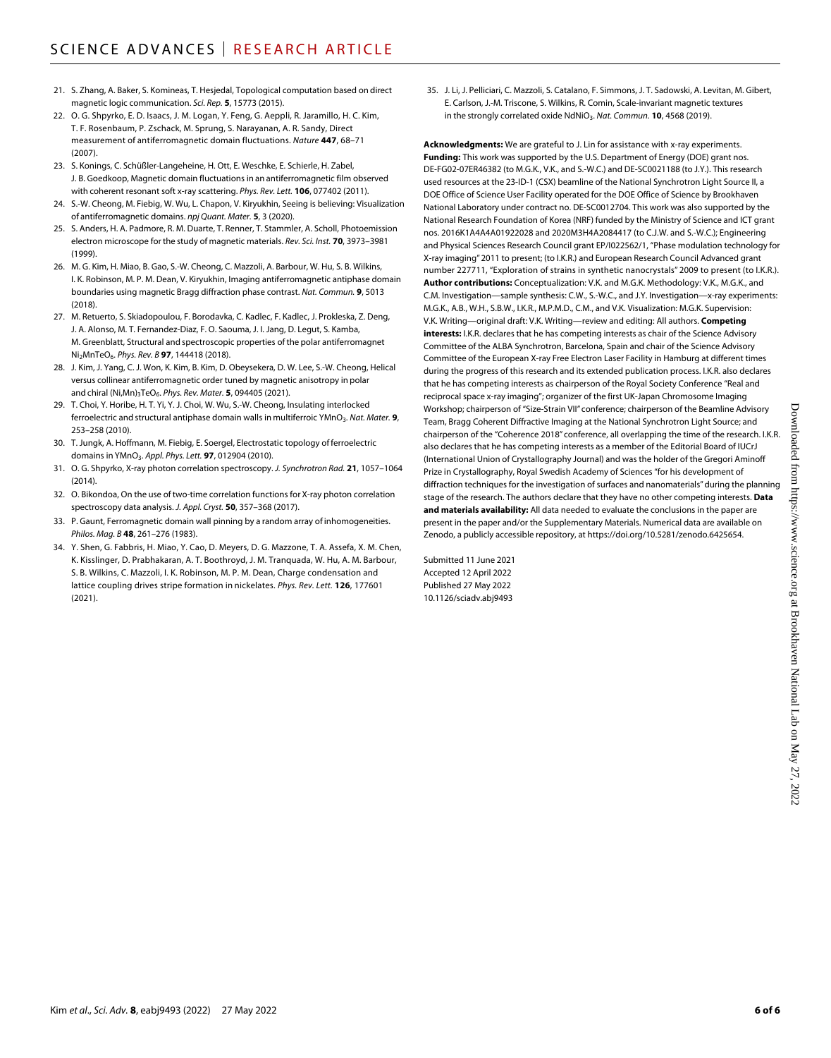21. S. Zhang, A. Baker, S. Komineas, T. Hesjedal, Topological computation based on direct magnetic logic communication. *Sci. Rep.* **5**, 15773 (2015).
22. O. G. Shpyrko, E. D. Isaacs, J. M. Logan, Y. Feng, G. Aeppli, R. Jaramillo, H. C. Kim, T. F. Rosenbaum, P. Zschack, M. Sprung, S. Narayanan, A. R. Sandy, Direct measurement of antiferromagnetic domain fluctuations. *Nature* **447**, 68–71 (2007).
23. S. Konings, C. Schüßler-Langeheine, H. Ott, E. Weschke, E. Schierle, H. Zabel, J. B. Goedkoop, Magnetic domain fluctuations in an antiferromagnetic film observed with coherent resonant soft x-ray scattering. *Phys. Rev. Lett.* **106**, 077402 (2011).
24. S.-W. Cheong, M. Fiebig, W. Wu, L. Chapon, V. Kiryukhin, Seeing is believing: Visualization of antiferromagnetic domains. *npj Quant. Mater.* **5**, 3 (2020).
25. S. Anders, H. A. Padmore, R. M. Duarte, T. Renner, T. Stammler, A. Scholl, Photoemission electron microscope for the study of magnetic materials. *Rev. Sci. Inst.* **70**, 3973–3981 (1999).
26. M. G. Kim, H. Miao, B. Gao, S.-W. Cheong, C. Mazzoli, A. Barbour, W. Hu, S. B. Wilkins, I. K. Robinson, M. P. M. Dean, V. Kiryukhin, Imaging antiferromagnetic antiphase domain boundaries using magnetic Bragg diffraction phase contrast. *Nat. Commun.* **9**, 5013 (2018).
27. M. Retuerto, S. Skiadopoulou, F. Borodavka, C. Kadlec, F. Kadlec, J. Prokleska, Z. Deng, J. A. Alonso, M. T. Fernandez-Diaz, F. O. Saouma, J. I. Jang, D. Legut, S. Kamba, M. Greenblatt, Structural and spectroscopic properties of the polar antiferromagnet $Ni_2MnTeO_6$. *Phys. Rev. B* **97**, 144418 (2018).
28. J. Kim, J. Yang, C. J. Won, K. Kim, B. Kim, D. Obeysekera, D. W. Lee, S.-W. Cheong, Helical versus collinear antiferromagnetic order tuned by magnetic anisotropy in polar and chiral $(Ni,Mn)_3TeO_6$. *Phys. Rev. Mater.* **5**, 094405 (2021).
29. T. Choi, Y. Horibe, H. T. Yi, Y. J. Choi, W. Wu, S.-W. Cheong, Insulating interlocked ferroelectric and structural antiphase domain walls in multiferroic $YMnO_3$. *Nat. Mater.* **9**, 253–258 (2010).
30. T. Jungk, A. Hoffmann, M. Fiebig, E. Soergel, Electrostatic topology of ferroelectric domains in $YMnO_3$. *Appl. Phys. Lett.* **97**, 012904 (2010).
31. O. G. Shpyrko, X-ray photon correlation spectroscopy. *J. Synchrotron Rad.* **21**, 1057–1064 (2014).
32. O. Bikondoa, On the use of two-time correlation functions for X-ray photon correlation spectroscopy data analysis. *J. Appl. Cryst.* **50**, 357–368 (2017).
33. P. Gaunt, Ferromagnetic domain wall pinning by a random array of inhomogeneities. *Philos. Mag. B* **48**, 261–276 (1983).
34. Y. Shen, G. Fabbris, H. Miao, Y. Cao, D. Meyers, D. G. Mazzone, T. A. Assefa, X. M. Chen, K. Kisslinger, D. Prabhakaran, A. T. Boothroyd, J. M. Tranquada, W. Hu, A. M. Barbour, S. B. Wilkins, C. Mazzoli, I. K. Robinson, M. P. M. Dean, Charge condensation and lattice coupling drives stripe formation in nickelates. *Phys. Rev. Lett.* **126**, 177601 (2021).
35. J. Li, J. Pelliciari, C. Mazzoli, S. Catalano, F. Simmons, J. T. Sadowski, A. Levitan, M. Gibert, E. Carlson, J.-M. Triscone, S. Wilkins, R. Comin, Scale-invariant magnetic textures in the strongly correlated oxide $NdNiO_3$. *Nat. Commun.* **10**, 4568 (2019).

**Acknowledgments:** We are grateful to J. Lin for assistance with x-ray experiments. **Funding:** This work was supported by the U.S. Department of Energy (DOE) grant nos. DE-FG02-07ER46382 (to M.G.K., V.K., and S.-W.C.) and DE-SC0021188 (to J.Y.). This research used resources at the 23-ID-1 (CSX) beamline of the National Synchrotron Light Source II, a DOE Office of Science User Facility operated for the DOE Office of Science by Brookhaven National Laboratory under contract no. DE-SC0012704. This work was also supported by the National Research Foundation of Korea (NRF) funded by the Ministry of Science and ICT grant nos. 2016K1A4A4A01922028 and 2020M3H4A2084417 (to C.J.W. and S.-W.C.); Engineering and Physical Sciences Research Council grant EP/I022562/1, "Phase modulation technology for X-ray imaging" 2011 to present; (to I.K.R.) and European Research Council Advanced grant number 227711, "Exploration of strains in synthetic nanocrystals" 2009 to present (to I.K.R.). **Author contributions:** Conceptualization: V.K. and M.G.K. Methodology: V.K., M.G.K., and C.M. Investigation—sample synthesis: C.W., S.-W.C., and J.Y. Investigation—x-ray experiments: M.G.K., A.B., W.H., S.B.W., I.K.R., M.P.M.D., C.M., and V.K. Visualization: M.G.K. Supervision: V.K. Writing—original draft: V.K. Writing—review and editing: All authors. **Competing interests:** I.K.R. declares that he has competing interests as chair of the Science Advisory Committee of the ALBA Synchrotron, Barcelona, Spain and chair of the Science Advisory Committee of the European X-ray Free Electron Laser Facility in Hamburg at different times during the progress of this research and its extended publication process. I.K.R. also declares that he has competing interests as chairperson of the Royal Society Conference "Real and reciprocal space x-ray imaging"; organizer of the first UK-Japan Chromosome Imaging Workshop; chairperson of "Size-Strain VII" conference; chairperson of the Beamline Advisory Team, Bragg Coherent Diffractive Imaging at the National Synchrotron Light Source; and chairperson of the "Coherence 2018" conference, all overlapping the time of the research. I.K.R. also declares that he has competing interests as a member of the Editorial Board of IUCrJ (International Union of Crystallography Journal) and was the holder of the Gregori Aminoff Prize in Crystallography, Royal Swedish Academy of Sciences "for his development of diffraction techniques for the investigation of surfaces and nanomaterials" during the planning stage of the research. The authors declare that they have no other competing interests. **Data and materials availability:** All data needed to evaluate the conclusions in the paper are present in the paper and/or the Supplementary Materials. Numerical data are available on Zenodo, a publicly accessible repository, at https://doi.org/10.5281/zenodo.6425654.

Submitted 11 June 2021
Accepted 12 April 2022
Published 27 May 2022
10.1126/sciadv.abj9493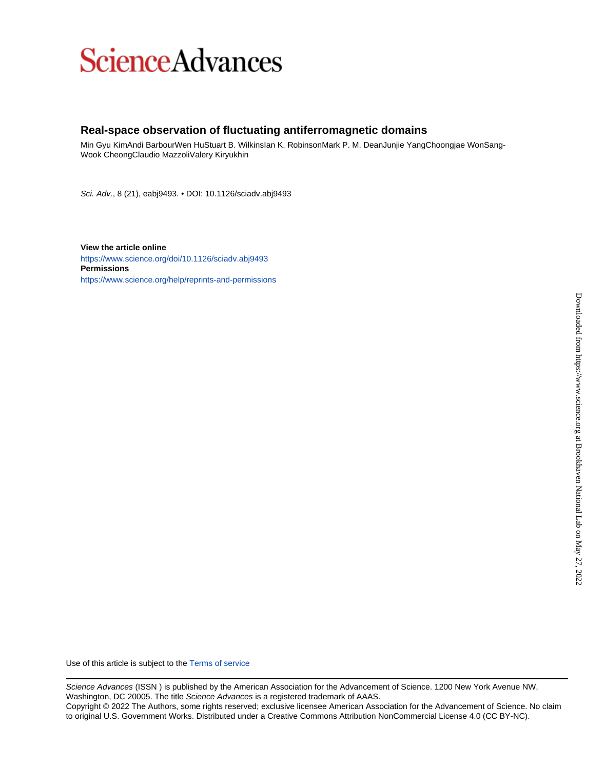# Science Advances

## Real-space observation of fluctuating antiferromagnetic domains

Min Gyu KimAndi BarbourWen HuStuart B. WilkinsIan K. RobinsonMark P. M. DeanJunjie YangChoongjae WonSang-Wook CheongClaudio MazzoliValery Kiryukhin

*Sci. Adv.*, 8 (21), eabj9493. • DOI: 10.1126/sciadv.abj9493

**View the article online**
https://www.science.org/doi/10.1126/sciadv.abj9493
**Permissions**
https://www.science.org/help/reprints-and-permissions

Use of this article is subject to the Terms of service

*Science Advances* (ISSN ) is published by the American Association for the Advancement of Science. 1200 New York Avenue NW, Washington, DC 20005. The title *Science Advances* is a registered trademark of AAAS.
Copyright © 2022 The Authors, some rights reserved; exclusive licensee American Association for the Advancement of Science. No claim to original U.S. Government Works. Distributed under a Creative Commons Attribution NonCommercial License 4.0 (CC BY-NC).